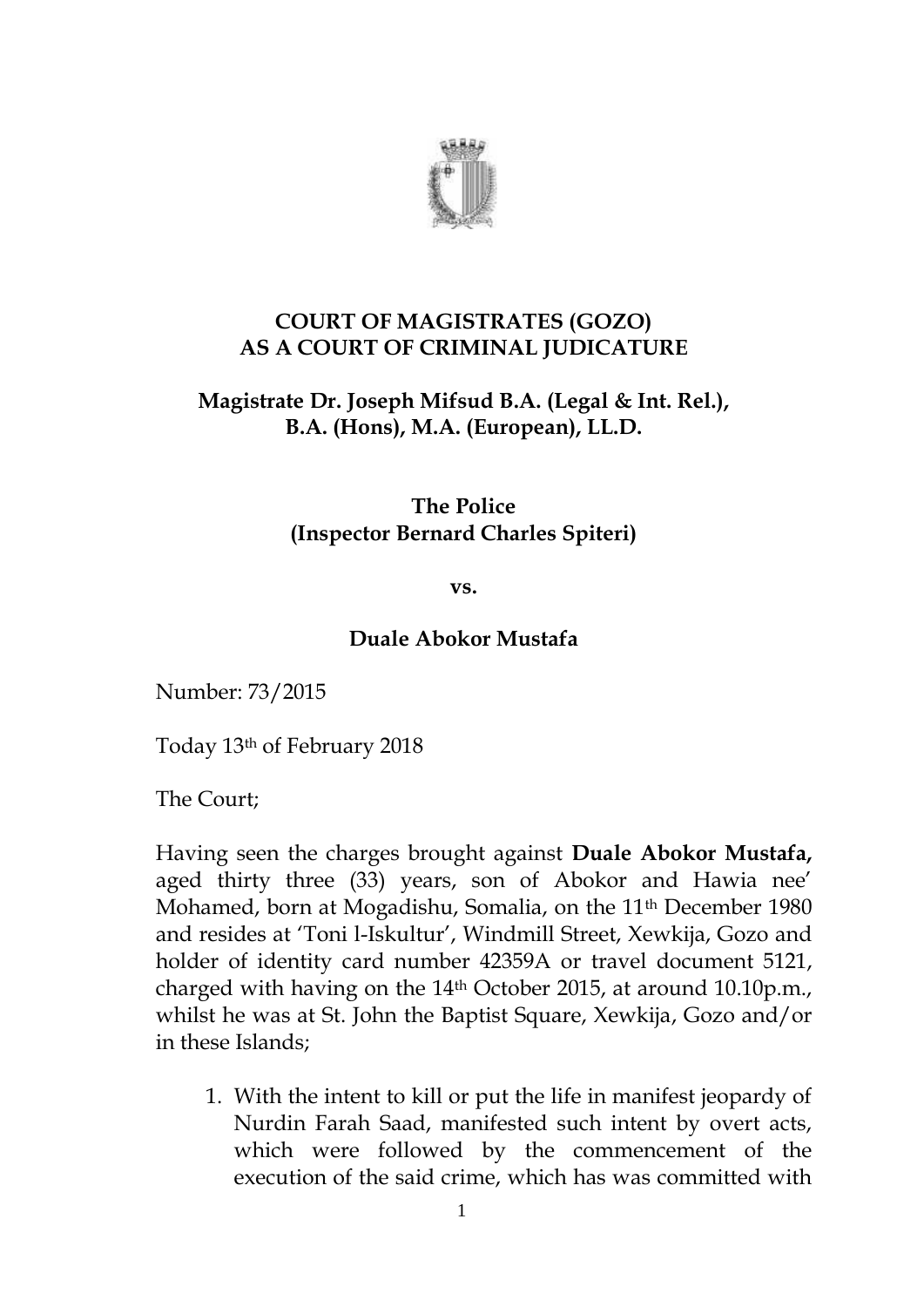**COURT OF MAGISTRATES (GOZO)**
**AS A COURT OF CRIMINAL JUDICATURE**

**Magistrate Dr. Joseph Mifsud B.A. (Legal & Int. Rel.), B.A. (Hons), M.A. (European), LL.D.**

**The Police**
**(Inspector Bernard Charles Spiteri)**

**vs.**

**Duale Abokor Mustafa**

Number: 73/2015

Today 13th of February 2018

The Court;

Having seen the charges brought against **Duale Abokor Mustafa,** aged thirty three (33) years, son of Abokor and Hawia nee' Mohamed, born at Mogadishu, Somalia, on the 11th December 1980 and resides at 'Toni l-Iskultur', Windmill Street, Xewkija, Gozo and holder of identity card number 42359A or travel document 5121, charged with having on the 14th October 2015, at around 10.10p.m., whilst he was at St. John the Baptist Square, Xewkija, Gozo and/or in these Islands;

1. With the intent to kill or put the life in manifest jeopardy of Nurdin Farah Saad, manifested such intent by overt acts, which were followed by the commencement of the execution of the said crime, which has was committed with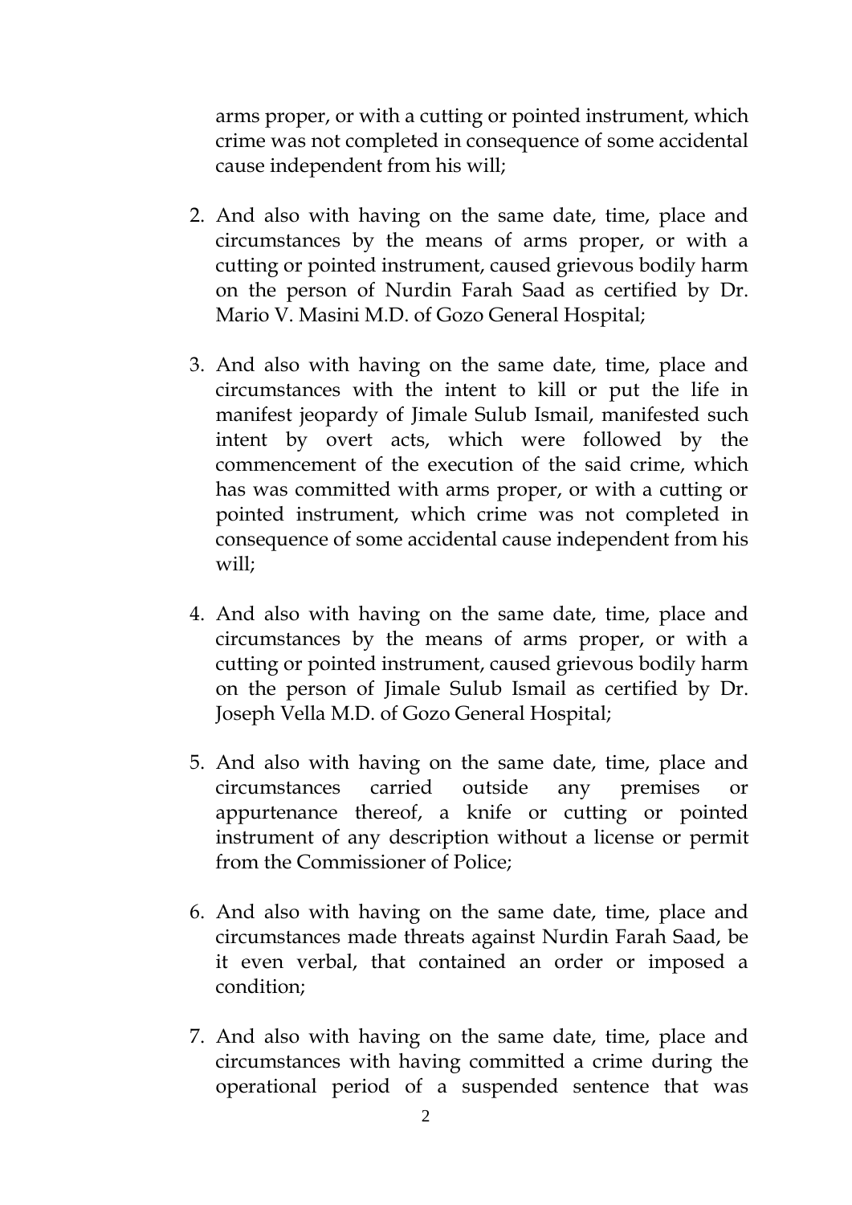arms proper, or with a cutting or pointed instrument, which crime was not completed in consequence of some accidental cause independent from his will;

2. And also with having on the same date, time, place and circumstances by the means of arms proper, or with a cutting or pointed instrument, caused grievous bodily harm on the person of Nurdin Farah Saad as certified by Dr. Mario V. Masini M.D. of Gozo General Hospital;

3. And also with having on the same date, time, place and circumstances with the intent to kill or put the life in manifest jeopardy of Jimale Sulub Ismail, manifested such intent by overt acts, which were followed by the commencement of the execution of the said crime, which has was committed with arms proper, or with a cutting or pointed instrument, which crime was not completed in consequence of some accidental cause independent from his will;

4. And also with having on the same date, time, place and circumstances by the means of arms proper, or with a cutting or pointed instrument, caused grievous bodily harm on the person of Jimale Sulub Ismail as certified by Dr. Joseph Vella M.D. of Gozo General Hospital;

5. And also with having on the same date, time, place and circumstances carried outside any premises or appurtenance thereof, a knife or cutting or pointed instrument of any description without a license or permit from the Commissioner of Police;

6. And also with having on the same date, time, place and circumstances made threats against Nurdin Farah Saad, be it even verbal, that contained an order or imposed a condition;

7. And also with having on the same date, time, place and circumstances with having committed a crime during the operational period of a suspended sentence that was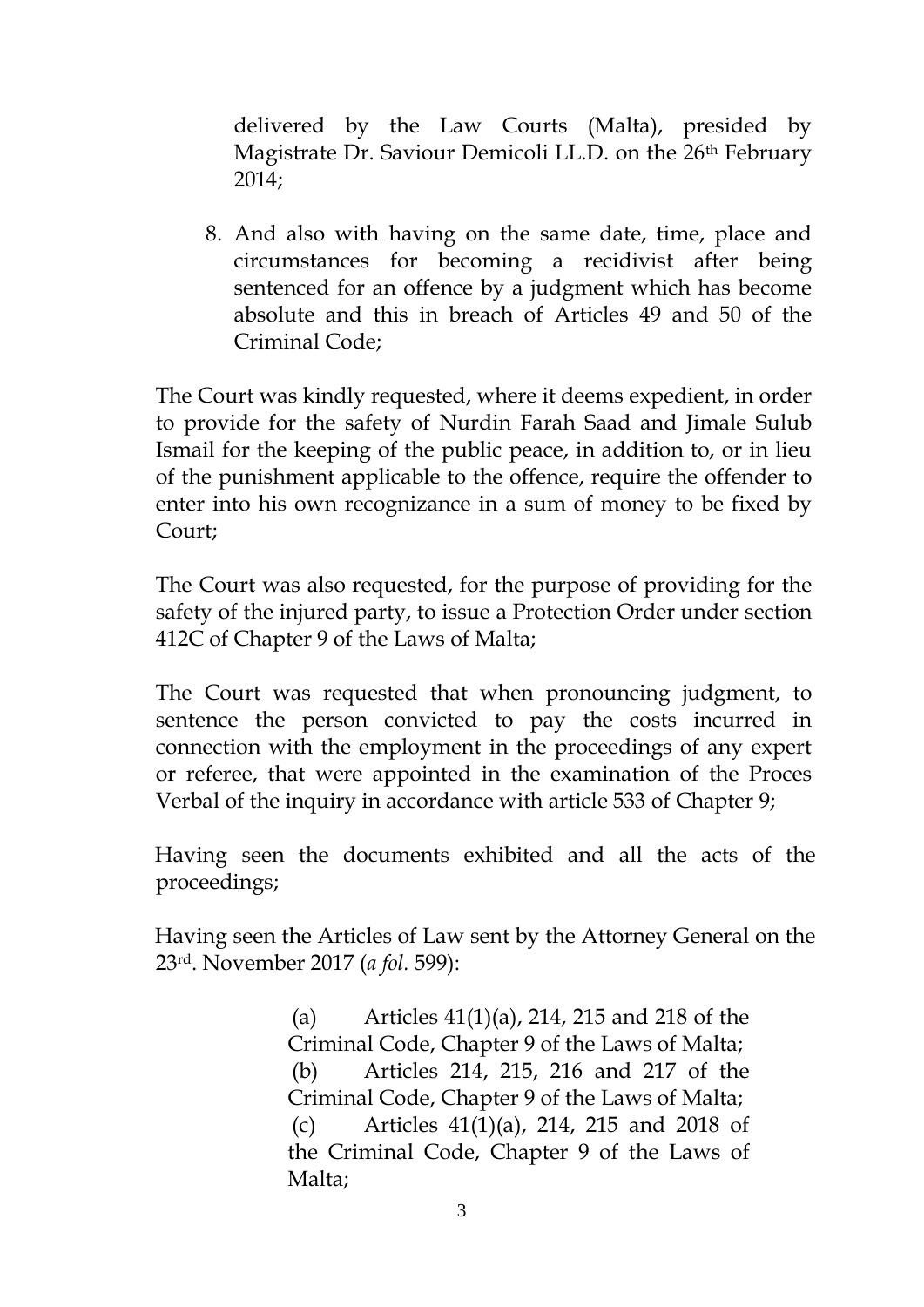delivered by the Law Courts (Malta), presided by Magistrate Dr. Saviour Demicoli LL.D. on the 26th February 2014;

8. And also with having on the same date, time, place and circumstances for becoming a recidivist after being sentenced for an offence by a judgment which has become absolute and this in breach of Articles 49 and 50 of the Criminal Code;

The Court was kindly requested, where it deems expedient, in order to provide for the safety of Nurdin Farah Saad and Jimale Sulub Ismail for the keeping of the public peace, in addition to, or in lieu of the punishment applicable to the offence, require the offender to enter into his own recognizance in a sum of money to be fixed by Court;

The Court was also requested, for the purpose of providing for the safety of the injured party, to issue a Protection Order under section 412C of Chapter 9 of the Laws of Malta;

The Court was requested that when pronouncing judgment, to sentence the person convicted to pay the costs incurred in connection with the employment in the proceedings of any expert or referee, that were appointed in the examination of the Proces Verbal of the inquiry in accordance with article 533 of Chapter 9;

Having seen the documents exhibited and all the acts of the proceedings;

Having seen the Articles of Law sent by the Attorney General on the 23rd. November 2017 (*a fol.* 599):

> (a) Articles 41(1)(a), 214, 215 and 218 of the Criminal Code, Chapter 9 of the Laws of Malta;
> (b) Articles 214, 215, 216 and 217 of the Criminal Code, Chapter 9 of the Laws of Malta;
> (c) Articles 41(1)(a), 214, 215 and 2018 of the Criminal Code, Chapter 9 of the Laws of Malta;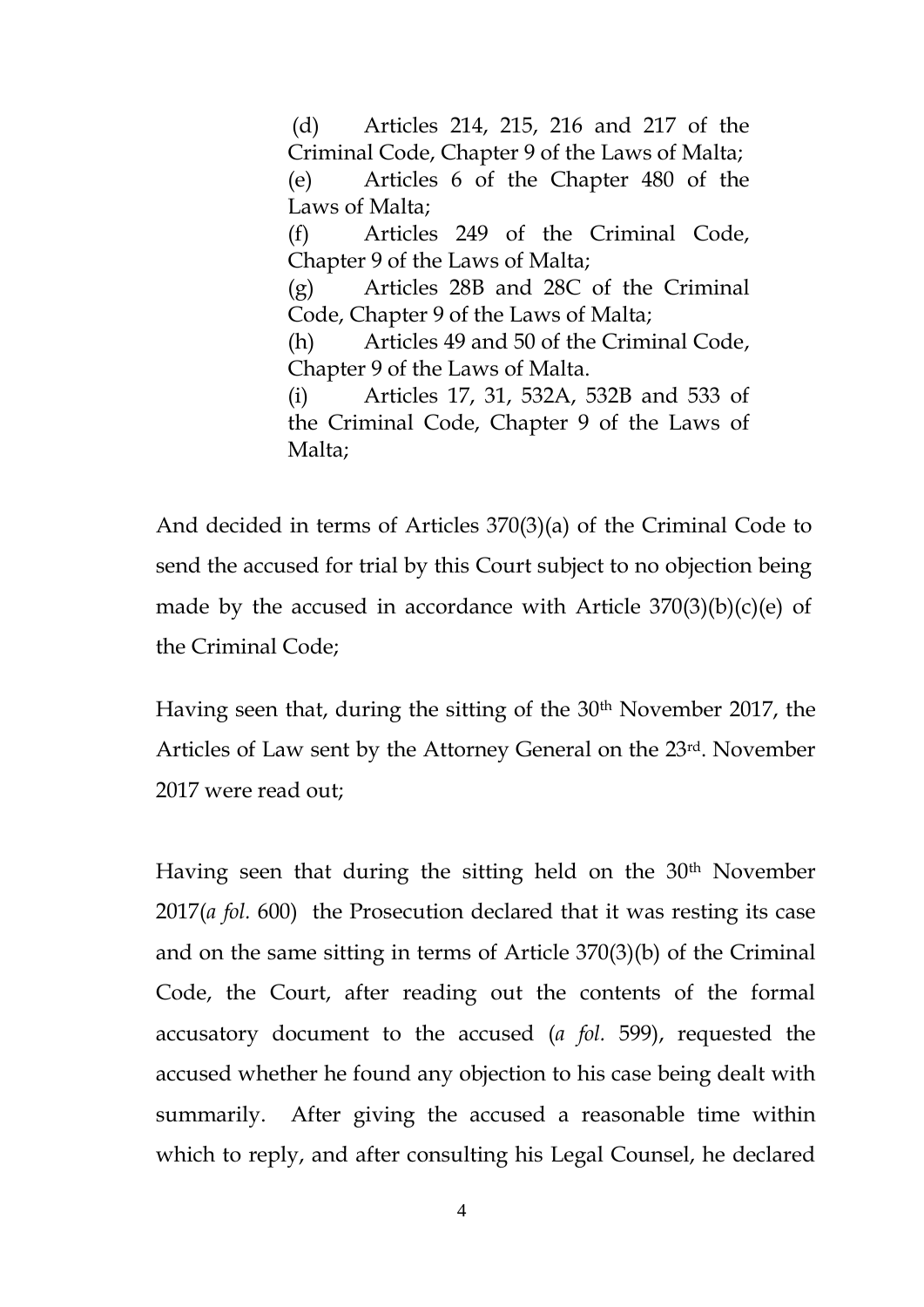(d) Articles 214, 215, 216 and 217 of the Criminal Code, Chapter 9 of the Laws of Malta;

(e) Articles 6 of the Chapter 480 of the Laws of Malta;

(f) Articles 249 of the Criminal Code, Chapter 9 of the Laws of Malta;

(g) Articles 28B and 28C of the Criminal Code, Chapter 9 of the Laws of Malta;

(h) Articles 49 and 50 of the Criminal Code, Chapter 9 of the Laws of Malta.

(i) Articles 17, 31, 532A, 532B and 533 of the Criminal Code, Chapter 9 of the Laws of Malta;

And decided in terms of Articles 370(3)(a) of the Criminal Code to send the accused for trial by this Court subject to no objection being made by the accused in accordance with Article 370(3)(b)(c)(e) of the Criminal Code;

Having seen that, during the sitting of the 30th November 2017, the Articles of Law sent by the Attorney General on the 23rd. November 2017 were read out;

Having seen that during the sitting held on the 30th November 2017(*a fol.* 600) the Prosecution declared that it was resting its case and on the same sitting in terms of Article 370(3)(b) of the Criminal Code, the Court, after reading out the contents of the formal accusatory document to the accused (*a fol.* 599), requested the accused whether he found any objection to his case being dealt with summarily. After giving the accused a reasonable time within which to reply, and after consulting his Legal Counsel, he declared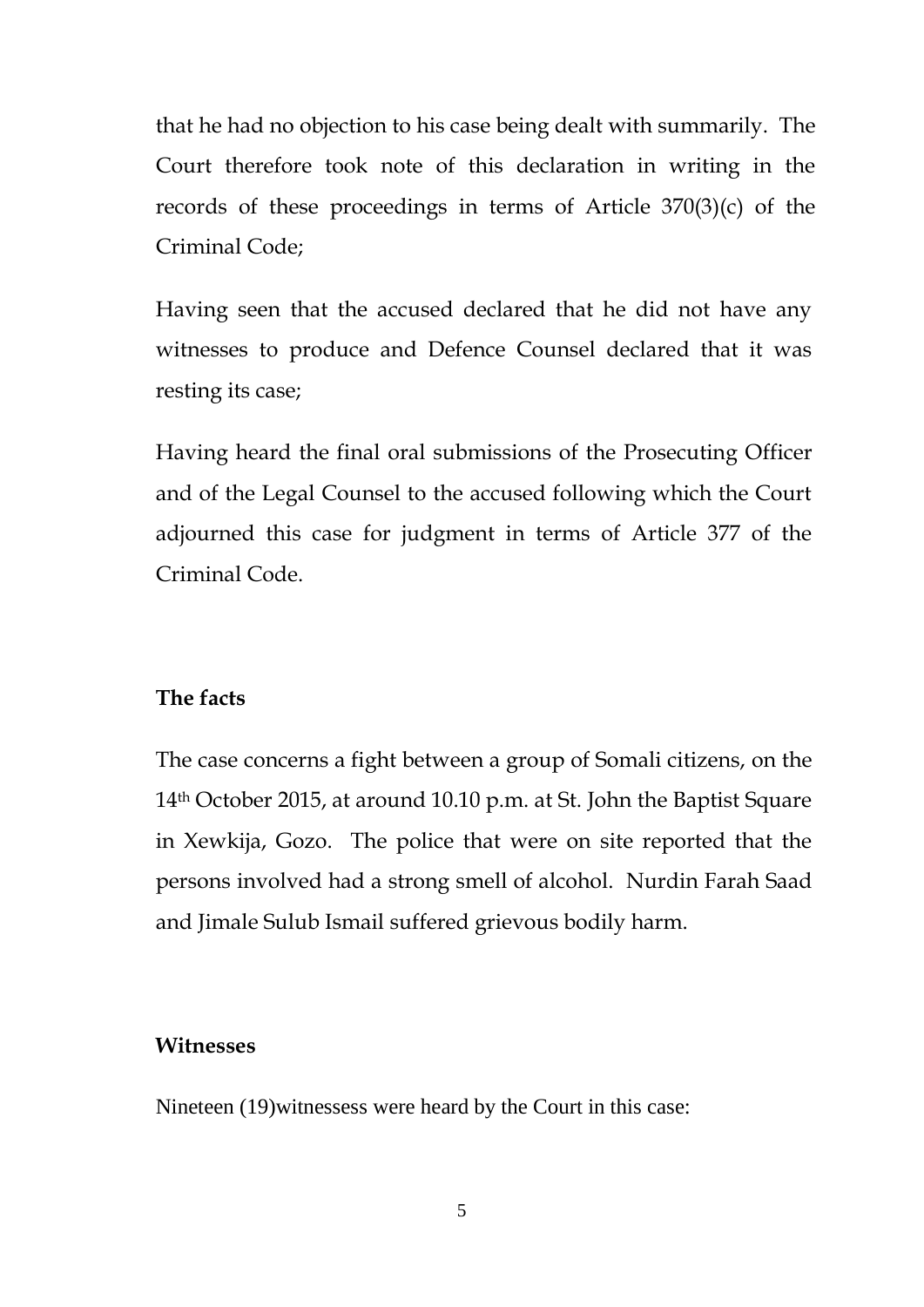that he had no objection to his case being dealt with summarily. The Court therefore took note of this declaration in writing in the records of these proceedings in terms of Article 370(3)(c) of the Criminal Code;

Having seen that the accused declared that he did not have any witnesses to produce and Defence Counsel declared that it was resting its case;

Having heard the final oral submissions of the Prosecuting Officer and of the Legal Counsel to the accused following which the Court adjourned this case for judgment in terms of Article 377 of the Criminal Code.

**The facts**

The case concerns a fight between a group of Somali citizens, on the 14th October 2015, at around 10.10 p.m. at St. John the Baptist Square in Xewkija, Gozo. The police that were on site reported that the persons involved had a strong smell of alcohol. Nurdin Farah Saad and Jimale Sulub Ismail suffered grievous bodily harm.

**Witnesses**

Nineteen (19)witnessess were heard by the Court in this case: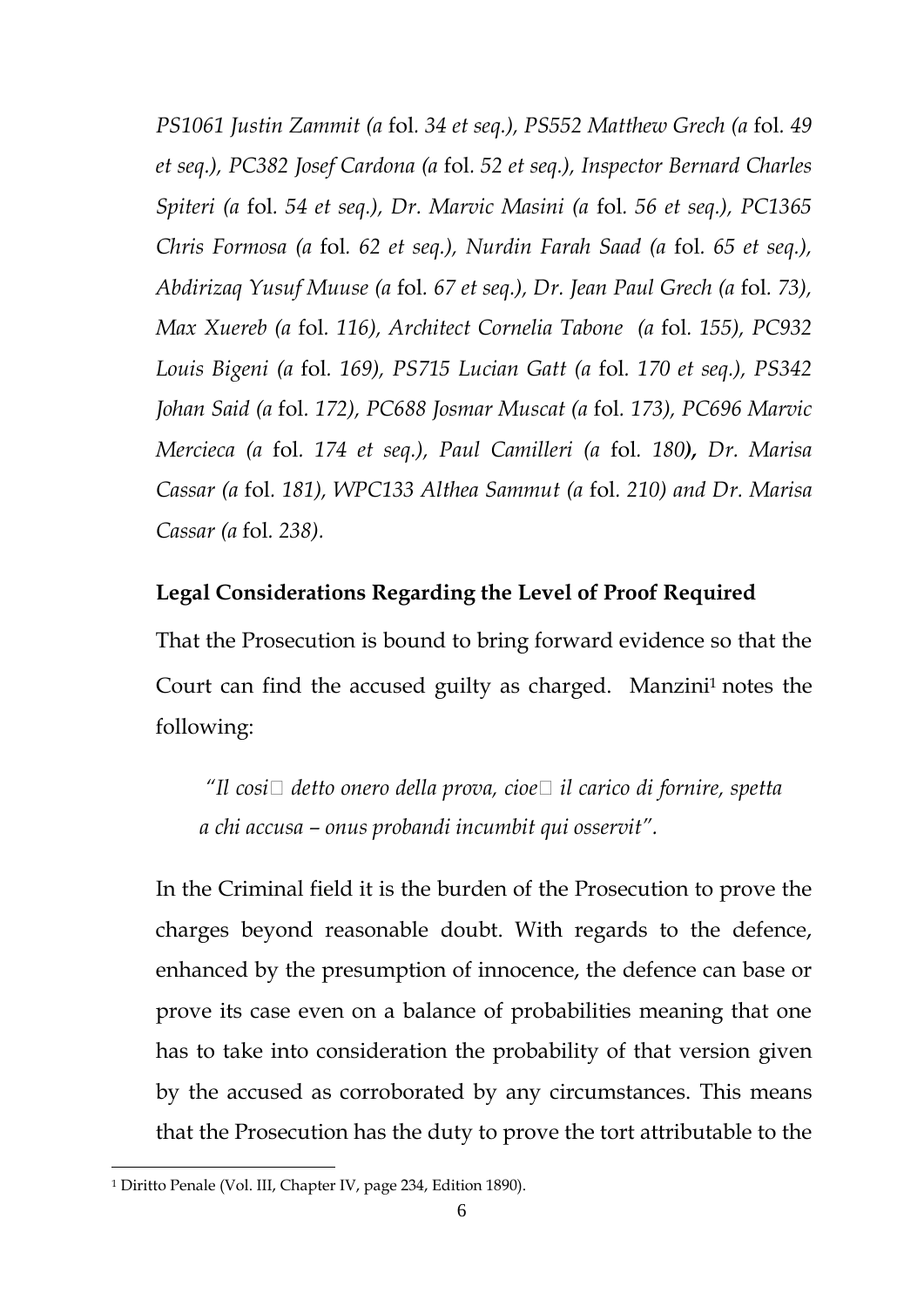*PS1061 Justin Zammit (a* fol. *34 et seq.), PS552 Matthew Grech (a* fol. *49 et seq.), PC382 Josef Cardona (a* fol. *52 et seq.), Inspector Bernard Charles Spiteri (a* fol. *54 et seq.), Dr. Marvic Masini (a* fol. *56 et seq.), PC1365 Chris Formosa (a* fol. *62 et seq.), Nurdin Farah Saad (a* fol. *65 et seq.), Abdirizaq Yusuf Muuse (a* fol. *67 et seq.), Dr. Jean Paul Grech (a* fol. *73), Max Xuereb (a* fol. *116), Architect Cornelia Tabone (a* fol. *155), PC932 Louis Bigeni (a* fol. *169), PS715 Lucian Gatt (a* fol. *170 et seq.), PS342 Johan Said (a* fol. *172), PC688 Josmar Muscat (a* fol. *173), PC696 Marvic Mercieca (a* fol. *174 et seq.), Paul Camilleri (a* fol. *180)**,** Dr. Marisa Cassar (a* fol. *181), WPC133 Althea Sammut (a* fol. *210) and Dr. Marisa Cassar (a* fol. *238).*

**Legal Considerations Regarding the Level of Proof Required**

That the Prosecution is bound to bring forward evidence so that the Court can find the accused guilty as charged. Manzini[1] notes the following:

> *"Il cosi� detto onero della prova, cioe� il carico di fornire, spetta a chi accusa – onus probandi incumbit qui osservit".*

In the Criminal field it is the burden of the Prosecution to prove the charges beyond reasonable doubt. With regards to the defence, enhanced by the presumption of innocence, the defence can base or prove its case even on a balance of probabilities meaning that one has to take into consideration the probability of that version given by the accused as corroborated by any circumstances. This means that the Prosecution has the duty to prove the tort attributable to the

[1] Diritto Penale (Vol. III, Chapter IV, page 234, Edition 1890).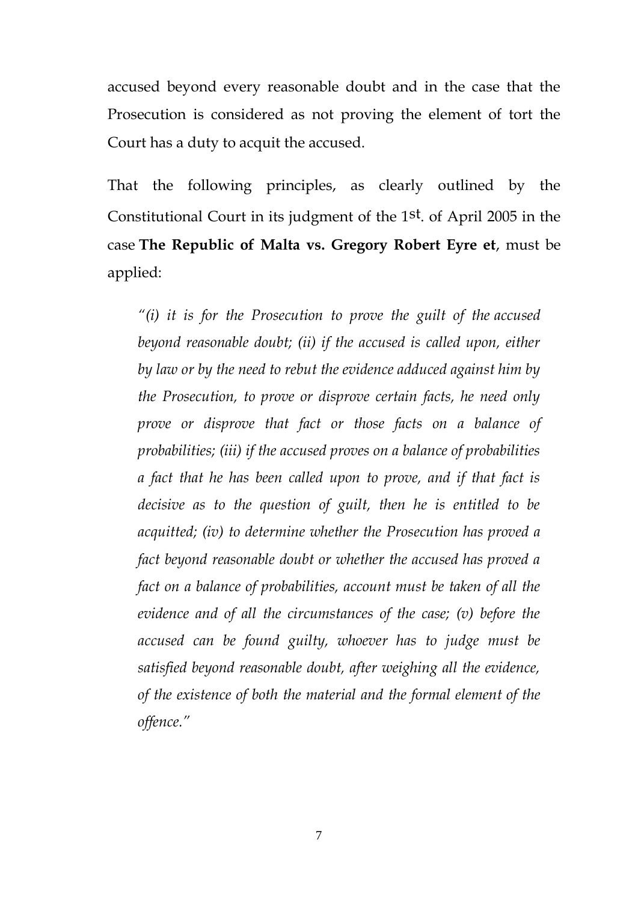accused beyond every reasonable doubt and in the case that the Prosecution is considered as not proving the element of tort the Court has a duty to acquit the accused.

That the following principles, as clearly outlined by the Constitutional Court in its judgment of the 1st. of April 2005 in the case **The Republic of Malta vs. Gregory Robert Eyre et**, must be applied:

> *"(i) it is for the Prosecution to prove the guilt of the accused beyond reasonable doubt; (ii) if the accused is called upon, either by law or by the need to rebut the evidence adduced against him by the Prosecution, to prove or disprove certain facts, he need only prove or disprove that fact or those facts on a balance of probabilities; (iii) if the accused proves on a balance of probabilities a fact that he has been called upon to prove, and if that fact is decisive as to the question of guilt, then he is entitled to be acquitted; (iv) to determine whether the Prosecution has proved a fact beyond reasonable doubt or whether the accused has proved a fact on a balance of probabilities, account must be taken of all the evidence and of all the circumstances of the case; (v) before the accused can be found guilty, whoever has to judge must be satisfied beyond reasonable doubt, after weighing all the evidence, of the existence of both the material and the formal element of the offence."*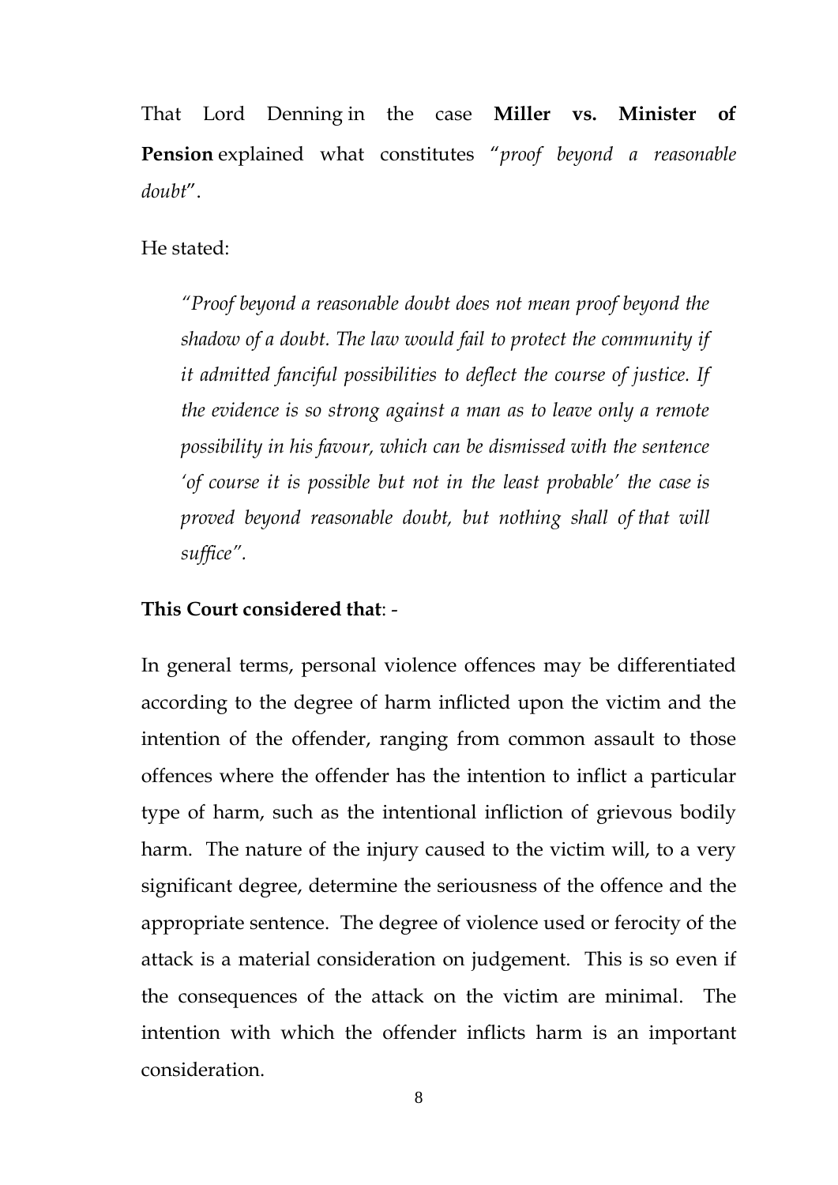That Lord Denning in the case **Miller vs. Minister of Pension** explained what constitutes "*proof beyond a reasonable doubt*".

He stated:

> *"Proof beyond a reasonable doubt does not mean proof beyond the shadow of a doubt. The law would fail to protect the community if it admitted fanciful possibilities to deflect the course of justice. If the evidence is so strong against a man as to leave only a remote possibility in his favour, which can be dismissed with the sentence 'of course it is possible but not in the least probable' the case is proved beyond reasonable doubt, but nothing shall of that will suffice".*

**This Court considered that**: -

In general terms, personal violence offences may be differentiated according to the degree of harm inflicted upon the victim and the intention of the offender, ranging from common assault to those offences where the offender has the intention to inflict a particular type of harm, such as the intentional infliction of grievous bodily harm. The nature of the injury caused to the victim will, to a very significant degree, determine the seriousness of the offence and the appropriate sentence. The degree of violence used or ferocity of the attack is a material consideration on judgement. This is so even if the consequences of the attack on the victim are minimal. The intention with which the offender inflicts harm is an important consideration.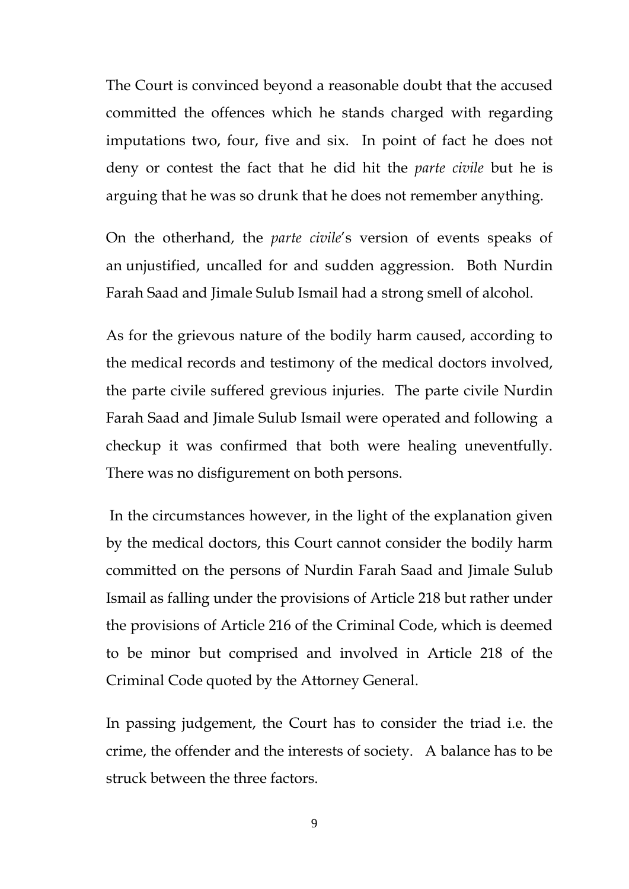The Court is convinced beyond a reasonable doubt that the accused committed the offences which he stands charged with regarding imputations two, four, five and six. In point of fact he does not deny or contest the fact that he did hit the *parte civile* but he is arguing that he was so drunk that he does not remember anything.

On the otherhand, the *parte civile*'s version of events speaks of an unjustified, uncalled for and sudden aggression. Both Nurdin Farah Saad and Jimale Sulub Ismail had a strong smell of alcohol.

As for the grievous nature of the bodily harm caused, according to the medical records and testimony of the medical doctors involved, the parte civile suffered grevious injuries. The parte civile Nurdin Farah Saad and Jimale Sulub Ismail were operated and following a checkup it was confirmed that both were healing uneventfully. There was no disfigurement on both persons.

In the circumstances however, in the light of the explanation given by the medical doctors, this Court cannot consider the bodily harm committed on the persons of Nurdin Farah Saad and Jimale Sulub Ismail as falling under the provisions of Article 218 but rather under the provisions of Article 216 of the Criminal Code, which is deemed to be minor but comprised and involved in Article 218 of the Criminal Code quoted by the Attorney General.

In passing judgement, the Court has to consider the triad i.e. the crime, the offender and the interests of society. A balance has to be struck between the three factors.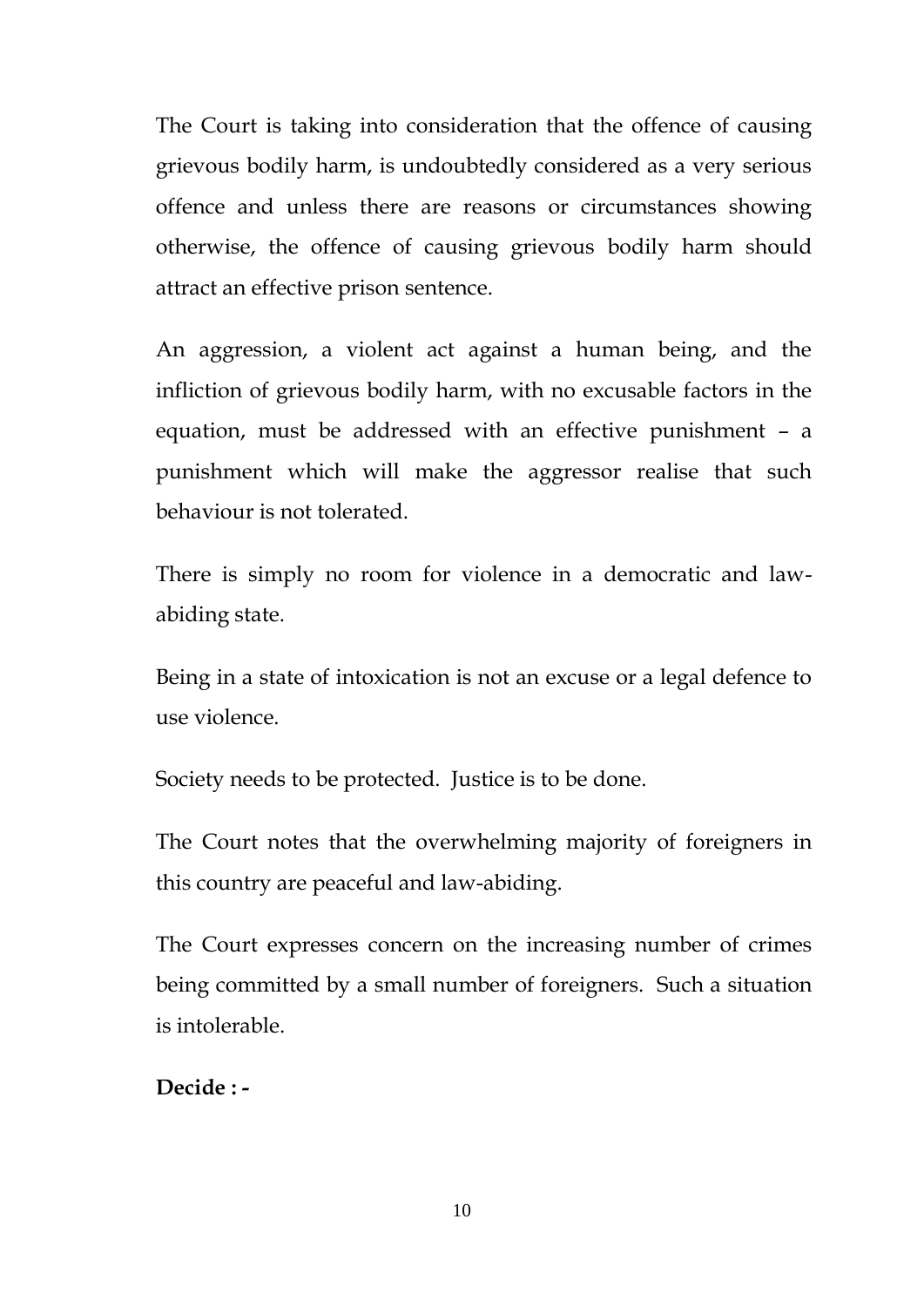The Court is taking into consideration that the offence of causing grievous bodily harm, is undoubtedly considered as a very serious offence and unless there are reasons or circumstances showing otherwise, the offence of causing grievous bodily harm should attract an effective prison sentence.

An aggression, a violent act against a human being, and the infliction of grievous bodily harm, with no excusable factors in the equation, must be addressed with an effective punishment – a punishment which will make the aggressor realise that such behaviour is not tolerated.

There is simply no room for violence in a democratic and law-abiding state.

Being in a state of intoxication is not an excuse or a legal defence to use violence.

Society needs to be protected. Justice is to be done.

The Court notes that the overwhelming majority of foreigners in this country are peaceful and law-abiding.

The Court expresses concern on the increasing number of crimes being committed by a small number of foreigners. Such a situation is intolerable.

**Decide : -**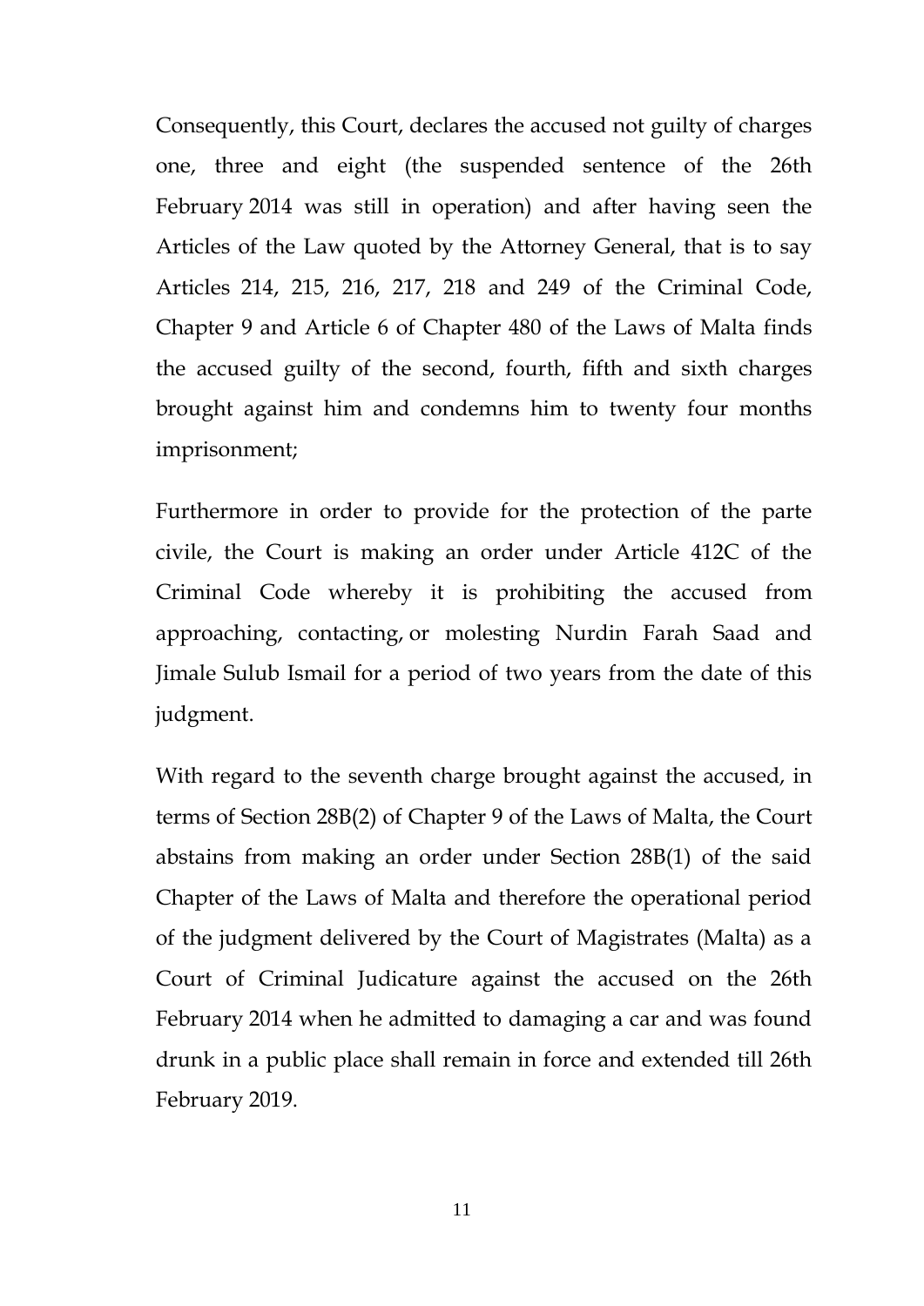Consequently, this Court, declares the accused not guilty of charges one, three and eight (the suspended sentence of the 26th February 2014 was still in operation) and after having seen the Articles of the Law quoted by the Attorney General, that is to say Articles 214, 215, 216, 217, 218 and 249 of the Criminal Code, Chapter 9 and Article 6 of Chapter 480 of the Laws of Malta finds the accused guilty of the second, fourth, fifth and sixth charges brought against him and condemns him to twenty four months imprisonment;

Furthermore in order to provide for the protection of the parte civile, the Court is making an order under Article 412C of the Criminal Code whereby it is prohibiting the accused from approaching, contacting, or molesting Nurdin Farah Saad and Jimale Sulub Ismail for a period of two years from the date of this judgment.

With regard to the seventh charge brought against the accused, in terms of Section 28B(2) of Chapter 9 of the Laws of Malta, the Court abstains from making an order under Section 28B(1) of the said Chapter of the Laws of Malta and therefore the operational period of the judgment delivered by the Court of Magistrates (Malta) as a Court of Criminal Judicature against the accused on the 26th February 2014 when he admitted to damaging a car and was found drunk in a public place shall remain in force and extended till 26th February 2019.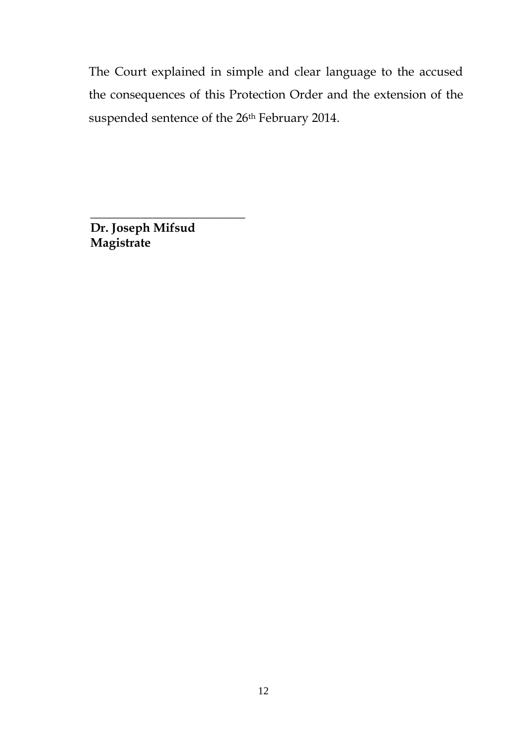The Court explained in simple and clear language to the accused the consequences of this Protection Order and the extension of the suspended sentence of the 26th February 2014.

\_\_\_\_\_\_\_\_\_\_\_\_\_\_\_\_\_\_\_\_\_\_\_\_\_\_\_

**Dr. Joseph Mifsud**
**Magistrate**